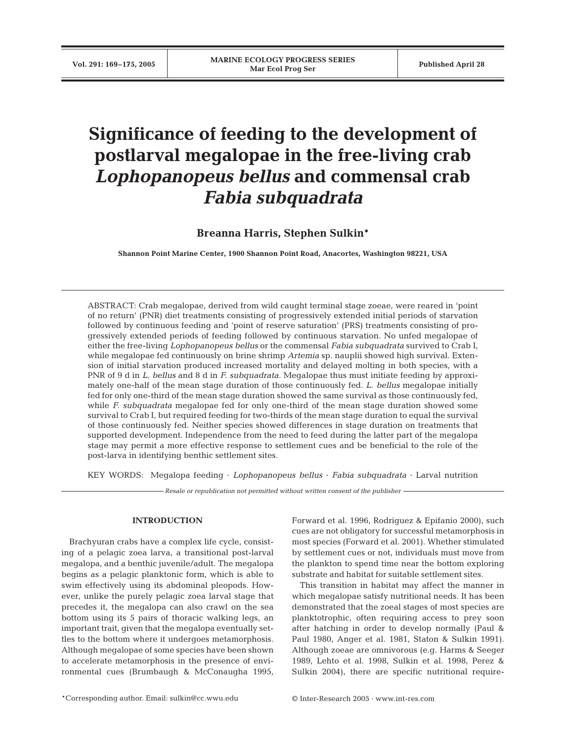# Significance of feeding to the development of postlarval megalopae in the free-living crab *Lophopanopeus bellus* and commensal crab *Fabia subquadrata*

**Breanna Harris, Stephen Sulkin***

**Shannon Point Marine Center, 1900 Shannon Point Road, Anacortes, Washington 98221, USA**

ABSTRACT: Crab megalopae, derived from wild caught terminal stage zoeae, were reared in 'point of no return' (PNR) diet treatments consisting of progressively extended initial periods of starvation followed by continuous feeding and 'point of reserve saturation' (PRS) treatments consisting of progressively extended periods of feeding followed by continuous starvation. No unfed megalopae of either the free-living *Lophopanopeus bellus* or the commensal *Fabia subquadrata* survived to Crab I, while megalopae fed continuously on brine shrimp *Artemia* sp. nauplii showed high survival. Extension of initial starvation produced increased mortality and delayed molting in both species, with a PNR of 9 d in *L. bellus* and 8 d in *F. subquadrata*. Megalopae thus must initiate feeding by approximately one-half of the mean stage duration of those continuously fed. *L. bellus* megalopae initially fed for only one-third of the mean stage duration showed the same survival as those continuously fed, while *F. subquadrata* megalopae fed for only one-third of the mean stage duration showed some survival to Crab I, but required feeding for two-thirds of the mean stage duration to equal the survival of those continuously fed. Neither species showed differences in stage duration on treatments that supported development. Independence from the need to feed during the latter part of the megalopa stage may permit a more effective response to settlement cues and be beneficial to the role of the post-larva in identifying benthic settlement sites.

KEY WORDS: Megalopa feeding · *Lophopanopeus bellus* · *Fabia subquadrata* · Larval nutrition

*Resale or republication not permitted without written consent of the publisher*

## INTRODUCTION

Brachyuran crabs have a complex life cycle, consisting of a pelagic zoea larva, a transitional post-larval megalopa, and a benthic juvenile/adult. The megalopa begins as a pelagic planktonic form, which is able to swim effectively using its abdominal pleopods. However, unlike the purely pelagic zoea larval stage that precedes it, the megalopa can also crawl on the sea bottom using its 5 pairs of thoracic walking legs, an important trait, given that the megalopa eventually settles to the bottom where it undergoes metamorphosis. Although megalopae of some species have been shown to accelerate metamorphosis in the presence of environmental cues (Brumbaugh & McConaugha 1995, Forward et al. 1996, Rodriguez & Epifanio 2000), such cues are not obligatory for successful metamorphosis in most species (Forward et al. 2001). Whether stimulated by settlement cues or not, individuals must move from the plankton to spend time near the bottom exploring substrate and habitat for suitable settlement sites.

This transition in habitat may affect the manner in which megalopae satisfy nutritional needs. It has been demonstrated that the zoeal stages of most species are planktotrophic, often requiring access to prey soon after hatching in order to develop normally (Paul & Paul 1980, Anger et al. 1981, Staton & Sulkin 1991). Although zoeae are omnivorous (e.g. Harms & Seeger 1989, Lehto et al. 1998, Sulkin et al. 1998, Perez & Sulkin 2004), there are specific nutritional require-

*Corresponding author. Email: sulkin@cc.wwu.edu

© Inter-Research 2005 · www.int-res.com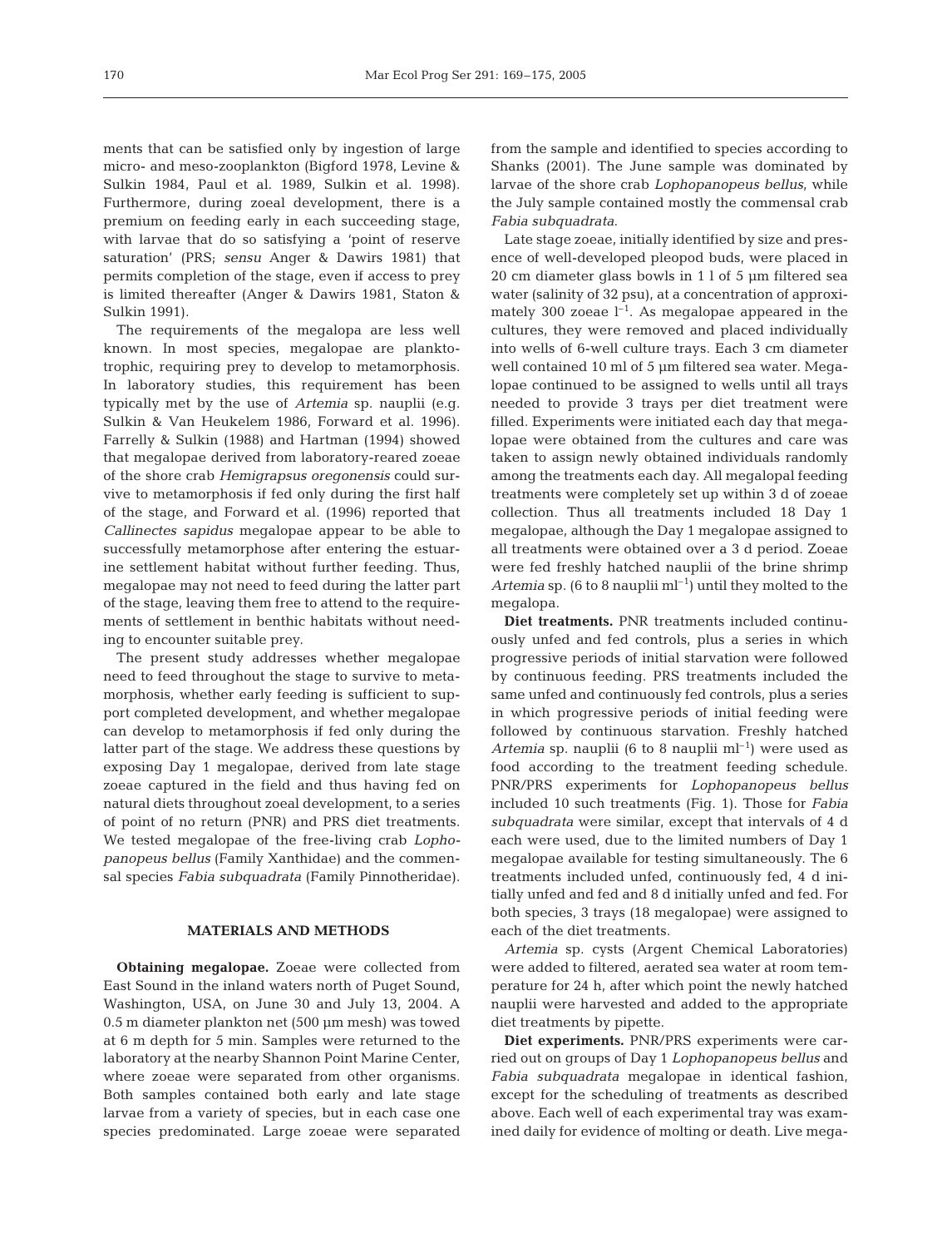ments that can be satisfied only by ingestion of large micro- and meso-zooplankton (Bigford 1978, Levine & Sulkin 1984, Paul et al. 1989, Sulkin et al. 1998). Furthermore, during zoeal development, there is a premium on feeding early in each succeeding stage, with larvae that do so satisfying a 'point of reserve saturation' (PRS; *sensu* Anger & Dawirs 1981) that permits completion of the stage, even if access to prey is limited thereafter (Anger & Dawirs 1981, Staton & Sulkin 1991).

The requirements of the megalopa are less well known. In most species, megalopae are planktotrophic, requiring prey to develop to metamorphosis. In laboratory studies, this requirement has been typically met by the use of *Artemia* sp. nauplii (e.g. Sulkin & Van Heukelem 1986, Forward et al. 1996). Farrelly & Sulkin (1988) and Hartman (1994) showed that megalopae derived from laboratory-reared zoeae of the shore crab *Hemigrapsus oregonensis* could survive to metamorphosis if fed only during the first half of the stage, and Forward et al. (1996) reported that *Callinectes sapidus* megalopae appear to be able to successfully metamorphose after entering the estuarine settlement habitat without further feeding. Thus, megalopae may not need to feed during the latter part of the stage, leaving them free to attend to the requirements of settlement in benthic habitats without needing to encounter suitable prey.

The present study addresses whether megalopae need to feed throughout the stage to survive to metamorphosis, whether early feeding is sufficient to support completed development, and whether megalopae can develop to metamorphosis if fed only during the latter part of the stage. We address these questions by exposing Day 1 megalopae, derived from late stage zoeae captured in the field and thus having fed on natural diets throughout zoeal development, to a series of point of no return (PNR) and PRS diet treatments. We tested megalopae of the free-living crab *Lophopanopeus bellus* (Family Xanthidae) and the commensal species *Fabia subquadrata* (Family Pinnotheridae).

## MATERIALS AND METHODS

**Obtaining megalopae.** Zoeae were collected from East Sound in the inland waters north of Puget Sound, Washington, USA, on June 30 and July 13, 2004. A 0.5 m diameter plankton net (500 µm mesh) was towed at 6 m depth for 5 min. Samples were returned to the laboratory at the nearby Shannon Point Marine Center, where zoeae were separated from other organisms. Both samples contained both early and late stage larvae from a variety of species, but in each case one species predominated. Large zoeae were separated from the sample and identified to species according to Shanks (2001). The June sample was dominated by larvae of the shore crab *Lophopanopeus bellus*, while the July sample contained mostly the commensal crab *Fabia subquadrata*.

Late stage zoeae, initially identified by size and presence of well-developed pleopod buds, were placed in 20 cm diameter glass bowls in 1 l of 5 µm filtered sea water (salinity of 32 psu), at a concentration of approximately 300 zoeae $l^{-1}$. As megalopae appeared in the cultures, they were removed and placed individually into wells of 6-well culture trays. Each 3 cm diameter well contained 10 ml of 5 µm filtered sea water. Megalopae continued to be assigned to wells until all trays needed to provide 3 trays per diet treatment were filled. Experiments were initiated each day that megalopae were obtained from the cultures and care was taken to assign newly obtained individuals randomly among the treatments each day. All megalopal feeding treatments were completely set up within 3 d of zoeae collection. Thus all treatments included 18 Day 1 megalopae, although the Day 1 megalopae assigned to all treatments were obtained over a 3 d period. Zoeae were fed freshly hatched nauplii of the brine shrimp *Artemia* sp. (6 to 8 nauplii $ml^{-1}$) until they molted to the megalopa.

**Diet treatments.** PNR treatments included continuously unfed and fed controls, plus a series in which progressive periods of initial starvation were followed by continuous feeding. PRS treatments included the same unfed and continuously fed controls, plus a series in which progressive periods of initial feeding were followed by continuous starvation. Freshly hatched *Artemia* sp. nauplii (6 to 8 nauplii $ml^{-1}$) were used as food according to the treatment feeding schedule. PNR/PRS experiments for *Lophopanopeus bellus* included 10 such treatments (Fig. 1). Those for *Fabia subquadrata* were similar, except that intervals of 4 d each were used, due to the limited numbers of Day 1 megalopae available for testing simultaneously. The 6 treatments included unfed, continuously fed, 4 d initially unfed and fed and 8 d initially unfed and fed. For both species, 3 trays (18 megalopae) were assigned to each of the diet treatments.

*Artemia* sp. cysts (Argent Chemical Laboratories) were added to filtered, aerated sea water at room temperature for 24 h, after which point the newly hatched nauplii were harvested and added to the appropriate diet treatments by pipette.

**Diet experiments.** PNR/PRS experiments were carried out on groups of Day 1 *Lophopanopeus bellus* and *Fabia subquadrata* megalopae in identical fashion, except for the scheduling of treatments as described above. Each well of each experimental tray was examined daily for evidence of molting or death. Live mega-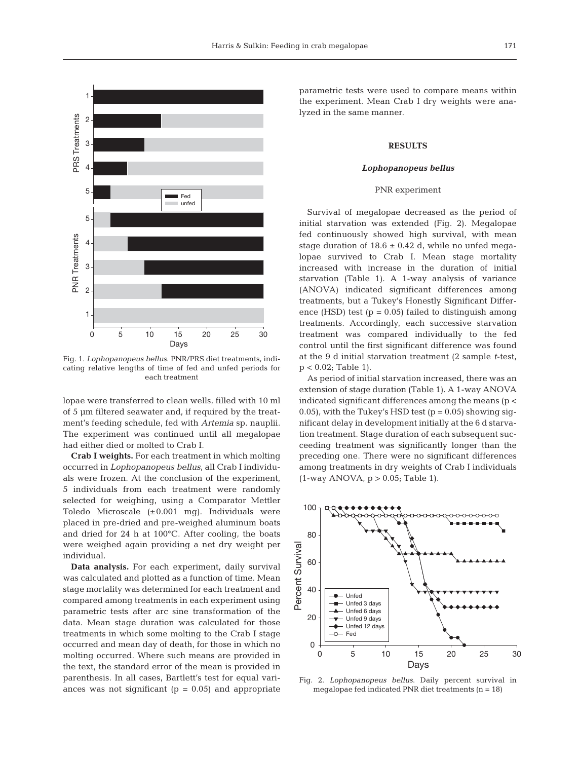Fig. 1. *Lophopanopeus bellus*. PNR/PRS diet treatments, indicating relative lengths of time of fed and unfed periods for each treatment

lopae were transferred to clean wells, filled with 10 ml of 5 µm filtered seawater and, if required by the treatment's feeding schedule, fed with *Artemia* sp. nauplii. The experiment was continued until all megalopae had either died or molted to Crab I.

**Crab I weights.** For each treatment in which molting occurred in *Lophopanopeus bellus*, all Crab I individuals were frozen. At the conclusion of the experiment, 5 individuals from each treatment were randomly selected for weighing, using a Comparator Mettler Toledo Microscale (±0.001 mg). Individuals were placed in pre-dried and pre-weighed aluminum boats and dried for 24 h at 100°C. After cooling, the boats were weighed again providing a net dry weight per individual.

**Data analysis.** For each experiment, daily survival was calculated and plotted as a function of time. Mean stage mortality was determined for each treatment and compared among treatments in each experiment using parametric tests after arc sine transformation of the data. Mean stage duration was calculated for those treatments in which some molting to the Crab I stage occurred and mean day of death, for those in which no molting occurred. Where such means are provided in the text, the standard error of the mean is provided in parenthesis. In all cases, Bartlett's test for equal variances was not significant ($p = 0.05$) and appropriate parametric tests were used to compare means within the experiment. Mean Crab I dry weights were analyzed in the same manner.

## RESULTS

### *Lophopanopeus bellus*

#### PNR experiment

Survival of megalopae decreased as the period of initial starvation was extended (Fig. 2). Megalopae fed continuously showed high survival, with mean stage duration of 18.6 ± 0.42 d, while no unfed megalopae survived to Crab I. Mean stage mortality increased with increase in the duration of initial starvation (Table 1). A 1-way analysis of variance (ANOVA) indicated significant differences among treatments, but a Tukey's Honestly Significant Difference (HSD) test ($p = 0.05$) failed to distinguish among treatments. Accordingly, each successive starvation treatment was compared individually to the fed control until the first significant difference was found at the 9 d initial starvation treatment (2 sample *t*-test, $p < 0.02$; Table 1).

As period of initial starvation increased, there was an extension of stage duration (Table 1). A 1-way ANOVA indicated significant differences among the means ($p < 0.05$), with the Tukey's HSD test ($p = 0.05$) showing significant delay in development initially at the 6 d starvation treatment. Stage duration of each subsequent succeeding treatment was significantly longer than the preceding one. There were no significant differences among treatments in dry weights of Crab I individuals (1-way ANOVA, $p > 0.05$; Table 1).

Fig. 2. *Lophopanopeus bellus*. Daily percent survival in megalopae fed indicated PNR diet treatments ($n = 18$)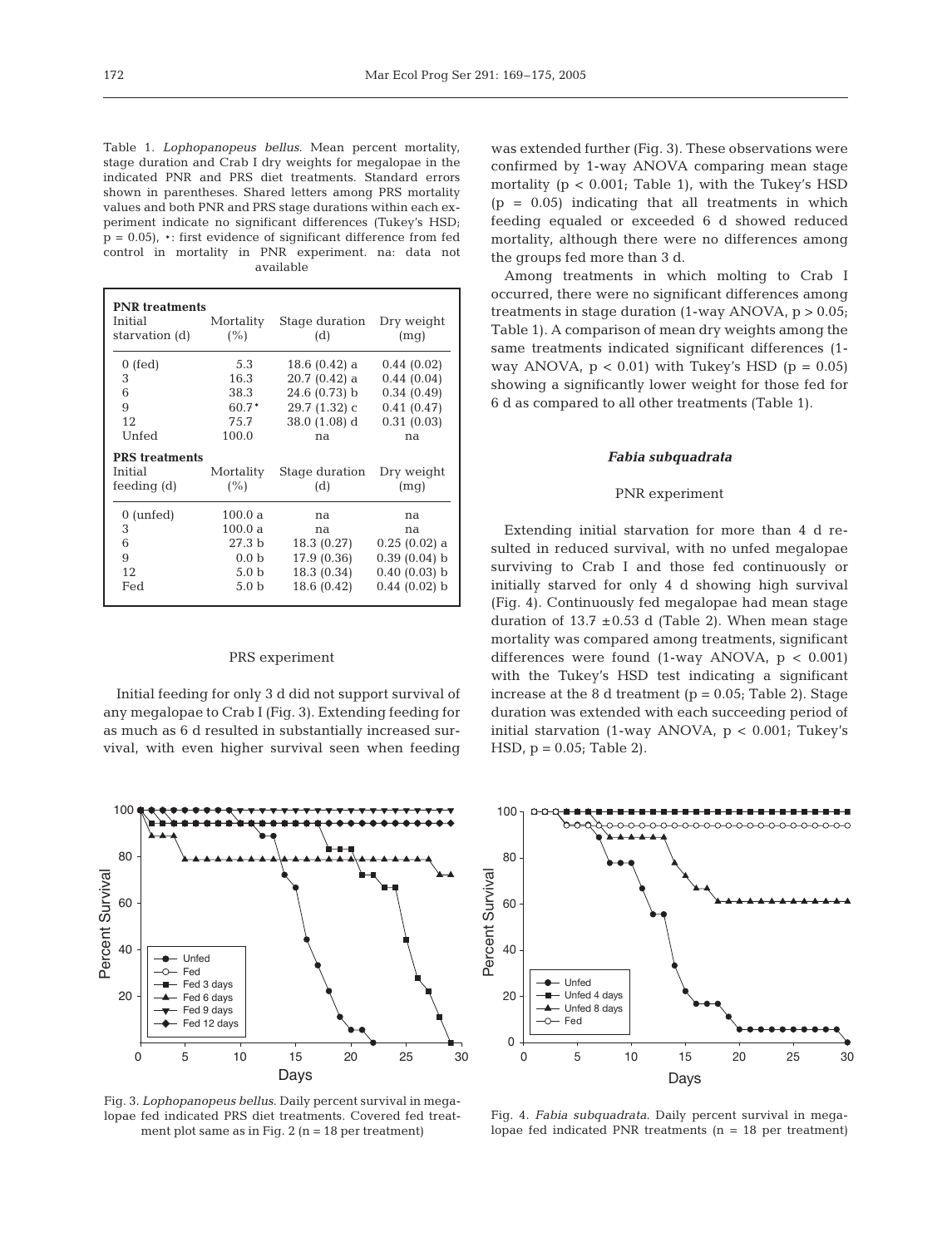Table 1. *Lophopanopeus bellus*. Mean percent mortality, stage duration and Crab I dry weights for megalopae in the indicated PNR and PRS diet treatments. Standard errors shown in parentheses. Shared letters among PRS mortality values and both PNR and PRS stage durations within each experiment indicate no significant differences (Tukey's HSD; p = 0.05), •: first evidence of significant difference from fed control in mortality in PNR experiment. na: data not available

| **PNR treatments** Initial starvation (d) | Mortality (%) | Stage duration (d) | Dry weight (mg) |
|---|---|---|---|
| 0 (fed) | 5.3 | 18.6 (0.42) a | 0.44 (0.02) |
| 3 | 16.3 | 20.7 (0.42) a | 0.44 (0.04) |
| 6 | 38.3 | 24.6 (0.73) b | 0.34 (0.49) |
| 9 | 60.7• | 29.7 (1.32) c | 0.41 (0.47) |
| 12 | 75.7 | 38.0 (1.08) d | 0.31 (0.03) |
| Unfed | 100.0 | na | na |
| **PRS treatments** Initial feeding (d) | Mortality (%) | Stage duration (d) | Dry weight (mg) |
| 0 (unfed) | 100.0 a | na | na |
| 3 | 100.0 a | na | na |
| 6 | 27.3 b | 18.3 (0.27) | 0.25 (0.02) a |
| 9 | 0.0 b | 17.9 (0.36) | 0.39 (0.04) b |
| 12 | 5.0 b | 18.3 (0.34) | 0.40 (0.03) b |
| Fed | 5.0 b | 18.6 (0.42) | 0.44 (0.02) b |

PRS experiment

Initial feeding for only 3 d did not support survival of any megalopae to Crab I (Fig. 3). Extending feeding for as much as 6 d resulted in substantially increased survival, with even higher survival seen when feeding was extended further (Fig. 3). These observations were confirmed by 1-way ANOVA comparing mean stage mortality ($p < 0.001$; Table 1), with the Tukey's HSD ($p = 0.05$) indicating that all treatments in which feeding equaled or exceeded 6 d showed reduced mortality, although there were no differences among the groups fed more than 3 d.

Among treatments in which molting to Crab I occurred, there were no significant differences among treatments in stage duration (1-way ANOVA, $p > 0.05$; Table 1). A comparison of mean dry weights among the same treatments indicated significant differences (1-way ANOVA, $p < 0.01$) with Tukey's HSD ($p = 0.05$) showing a significantly lower weight for those fed for 6 d as compared to all other treatments (Table 1).

### *Fabia subquadrata*

PNR experiment

Extending initial starvation for more than 4 d resulted in reduced survival, with no unfed megalopae surviving to Crab I and those fed continuously or initially starved for only 4 d showing high survival (Fig. 4). Continuously fed megalopae had mean stage duration of 13.7 ± 0.53 d (Table 2). When mean stage mortality was compared among treatments, significant differences were found (1-way ANOVA, $p < 0.001$) with the Tukey's HSD test indicating a significant increase at the 8 d treatment ($p = 0.05$; Table 2). Stage duration was extended with each succeeding period of initial starvation (1-way ANOVA, $p < 0.001$; Tukey's HSD, $p = 0.05$; Table 2).

Fig. 3. *Lophopanopeus bellus*. Daily percent survival in megalopae fed indicated PRS diet treatments. Covered fed treatment plot same as in Fig. 2 (n = 18 per treatment)

Fig. 4. *Fabia subquadrata*. Daily percent survival in megalopae fed indicated PNR treatments (n = 18 per treatment)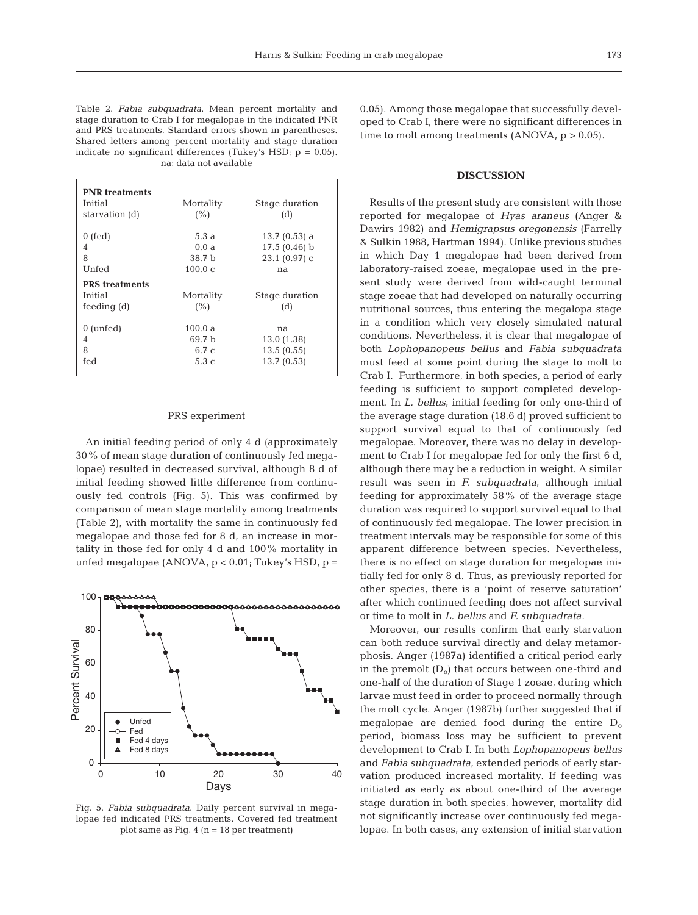Table 2. *Fabia subquadrata*. Mean percent mortality and stage duration to Crab I for megalopae in the indicated PNR and PRS treatments. Standard errors shown in parentheses. Shared letters among percent mortality and stage duration indicate no significant differences (Tukey's HSD; p = 0.05). na: data not available

| **PNR treatments** | | |
|---|---|---|
| Initial starvation (d) | Mortality (%) | Stage duration (d) |
| 0 (fed) | 5.3 a | 13.7 (0.53) a |
| 4 | 0.0 a | 17.5 (0.46) b |
| 8 | 38.7 b | 23.1 (0.97) c |
| Unfed | 100.0 c | na |
| **PRS treatments** | | |
| Initial feeding (d) | Mortality (%) | Stage duration (d) |
| 0 (unfed) | 100.0 a | na |
| 4 | 69.7 b | 13.0 (1.38) |
| 8 | 6.7 c | 13.5 (0.55) |
| fed | 5.3 c | 13.7 (0.53) |

### PRS experiment

An initial feeding period of only 4 d (approximately 30% of mean stage duration of continuously fed megalopae) resulted in decreased survival, although 8 d of initial feeding showed little difference from continuously fed controls (Fig. 5). This was confirmed by comparison of mean stage mortality among treatments (Table 2), with mortality the same in continuously fed megalopae and those fed for 8 d, an increase in mortality in those fed for only 4 d and 100% mortality in unfed megalopae (ANOVA, $p < 0.01$; Tukey's HSD, $p = 0.05$). Among those megalopae that successfully developed to Crab I, there were no significant differences in time to molt among treatments (ANOVA, $p > 0.05$).

Fig. 5. *Fabia subquadrata*. Daily percent survival in megalopae fed indicated PRS treatments. Covered fed treatment plot same as Fig. 4 (n = 18 per treatment)

## DISCUSSION

Results of the present study are consistent with those reported for megalopae of *Hyas araneus* (Anger & Dawirs 1982) and *Hemigrapsus oregonensis* (Farrelly & Sulkin 1988, Hartman 1994). Unlike previous studies in which Day 1 megalopae had been derived from laboratory-raised zoeae, megalopae used in the present study were derived from wild-caught terminal stage zoeae that had developed on naturally occurring nutritional sources, thus entering the megalopa stage in a condition which very closely simulated natural conditions. Nevertheless, it is clear that megalopae of both *Lophopanopeus bellus* and *Fabia subquadrata* must feed at some point during the stage to molt to Crab I. Furthermore, in both species, a period of early feeding is sufficient to support completed development. In *L. bellus*, initial feeding for only one-third of the average stage duration (18.6 d) proved sufficient to support survival equal to that of continuously fed megalopae. Moreover, there was no delay in development to Crab I for megalopae fed for only the first 6 d, although there may be a reduction in weight. A similar result was seen in *F. subquadrata*, although initial feeding for approximately 58% of the average stage duration was required to support survival equal to that of continuously fed megalopae. The lower precision in treatment intervals may be responsible for some of this apparent difference between species. Nevertheless, there is no effect on stage duration for megalopae initially fed for only 8 d. Thus, as previously reported for other species, there is a 'point of reserve saturation' after which continued feeding does not affect survival or time to molt in *L. bellus* and *F. subquadrata.*

Moreover, our results confirm that early starvation can both reduce survival directly and delay metamorphosis. Anger (1987a) identified a critical period early in the premolt ($D_o$) that occurs between one-third and one-half of the duration of Stage 1 zoeae, during which larvae must feed in order to proceed normally through the molt cycle. Anger (1987b) further suggested that if megalopae are denied food during the entire $D_o$ period, biomass loss may be sufficient to prevent development to Crab I. In both *Lophopanopeus bellus* and *Fabia subquadrata*, extended periods of early starvation produced increased mortality. If feeding was initiated as early as about one-third of the average stage duration in both species, however, mortality did not significantly increase over continuously fed megalopae. In both cases, any extension of initial starvation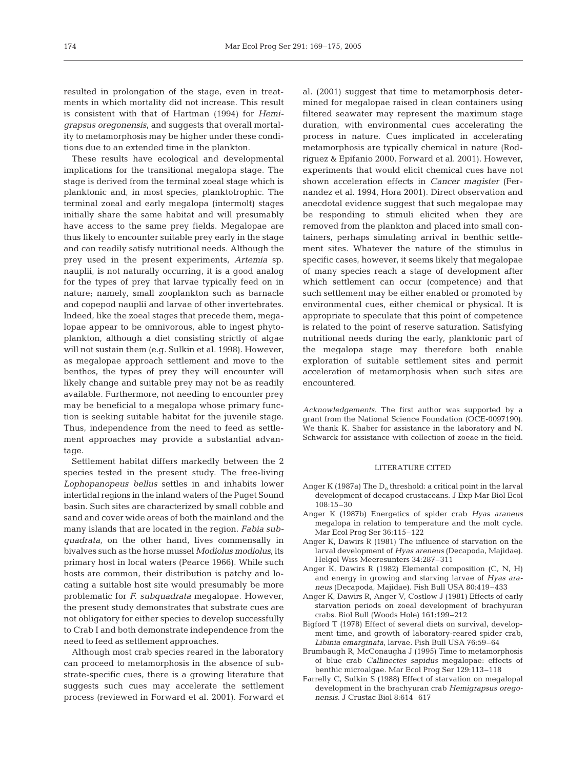resulted in prolongation of the stage, even in treatments in which mortality did not increase. This result is consistent with that of Hartman (1994) for *Hemigrapsus oregonensis*, and suggests that overall mortality to metamorphosis may be higher under these conditions due to an extended time in the plankton.

These results have ecological and developmental implications for the transitional megalopa stage. The stage is derived from the terminal zoeal stage which is planktonic and, in most species, planktotrophic. The terminal zoeal and early megalopa (intermolt) stages initially share the same habitat and will presumably have access to the same prey fields. Megalopae are thus likely to encounter suitable prey early in the stage and can readily satisfy nutritional needs. Although the prey used in the present experiments, *Artemia* sp. nauplii, is not naturally occurring, it is a good analog for the types of prey that larvae typically feed on in nature; namely, small zooplankton such as barnacle and copepod nauplii and larvae of other invertebrates. Indeed, like the zoeal stages that precede them, megalopae appear to be omnivorous, able to ingest phytoplankton, although a diet consisting strictly of algae will not sustain them (e.g. Sulkin et al. 1998). However, as megalopae approach settlement and move to the benthos, the types of prey they will encounter will likely change and suitable prey may not be as readily available. Furthermore, not needing to encounter prey may be beneficial to a megalopa whose primary function is seeking suitable habitat for the juvenile stage. Thus, independence from the need to feed as settlement approaches may provide a substantial advantage.

Settlement habitat differs markedly between the 2 species tested in the present study. The free-living *Lophopanopeus bellus* settles in and inhabits lower intertidal regions in the inland waters of the Puget Sound basin. Such sites are characterized by small cobble and sand and cover wide areas of both the mainland and the many islands that are located in the region. *Fabia subquadrata*, on the other hand, lives commensally in bivalves such as the horse mussel *Modiolus modiolus*, its primary host in local waters (Pearce 1966). While such hosts are common, their distribution is patchy and locating a suitable host site would presumably be more problematic for *F. subquadrata* megalopae. However, the present study demonstrates that substrate cues are not obligatory for either species to develop successfully to Crab I and both demonstrate independence from the need to feed as settlement approaches.

Although most crab species reared in the laboratory can proceed to metamorphosis in the absence of substrate-specific cues, there is a growing literature that suggests such cues may accelerate the settlement process (reviewed in Forward et al. 2001). Forward et al. (2001) suggest that time to metamorphosis determined for megalopae raised in clean containers using filtered seawater may represent the maximum stage duration, with environmental cues accelerating the process in nature. Cues implicated in accelerating metamorphosis are typically chemical in nature (Rodriguez & Epifanio 2000, Forward et al. 2001). However, experiments that would elicit chemical cues have not shown acceleration effects in *Cancer magister* (Fernandez et al. 1994, Hora 2001). Direct observation and anecdotal evidence suggest that such megalopae may be responding to stimuli elicited when they are removed from the plankton and placed into small containers, perhaps simulating arrival in benthic settlement sites. Whatever the nature of the stimulus in specific cases, however, it seems likely that megalopae of many species reach a stage of development after which settlement can occur (competence) and that such settlement may be either enabled or promoted by environmental cues, either chemical or physical. It is appropriate to speculate that this point of competence is related to the point of reserve saturation. Satisfying nutritional needs during the early, planktonic part of the megalopa stage may therefore both enable exploration of suitable settlement sites and permit acceleration of metamorphosis when such sites are encountered.

*Acknowledgements*. The first author was supported by a grant from the National Science Foundation (OCE-0097190). We thank K. Shaber for assistance in the laboratory and N. Schwarck for assistance with collection of zoeae in the field.

## LITERATURE CITED

- Anger K (1987a) The $D_o$ threshold: a critical point in the larval development of decapod crustaceans. J Exp Mar Biol Ecol 108:15–30
- Anger K (1987b) Energetics of spider crab *Hyas araneus* megalopa in relation to temperature and the molt cycle. Mar Ecol Prog Ser 36:115–122
- Anger K, Dawirs R (1981) The influence of starvation on the larval development of *Hyas areneus* (Decapoda, Majidae). Helgol Wiss Meeresunters 34:287–311
- Anger K, Dawirs R (1982) Elemental composition (C, N, H) and energy in growing and starving larvae of *Hyas araneus* (Decapoda, Majidae). Fish Bull USA 80:419–433
- Anger K, Dawirs R, Anger V, Costlow J (1981) Effects of early starvation periods on zoeal development of brachyuran crabs. Biol Bull (Woods Hole) 161:199–212
- Bigford T (1978) Effect of several diets on survival, development time, and growth of laboratory-reared spider crab, *Libinia emarginata*, larvae. Fish Bull USA 76:59–64
- Brumbaugh R, McConaugha J (1995) Time to metamorphosis of blue crab *Callinectes sapidus* megalopae: effects of benthic microalgae. Mar Ecol Prog Ser 129:113–118
- Farrelly C, Sulkin S (1988) Effect of starvation on megalopal development in the brachyuran crab *Hemigrapsus oregonensis*. J Crustac Biol 8:614–617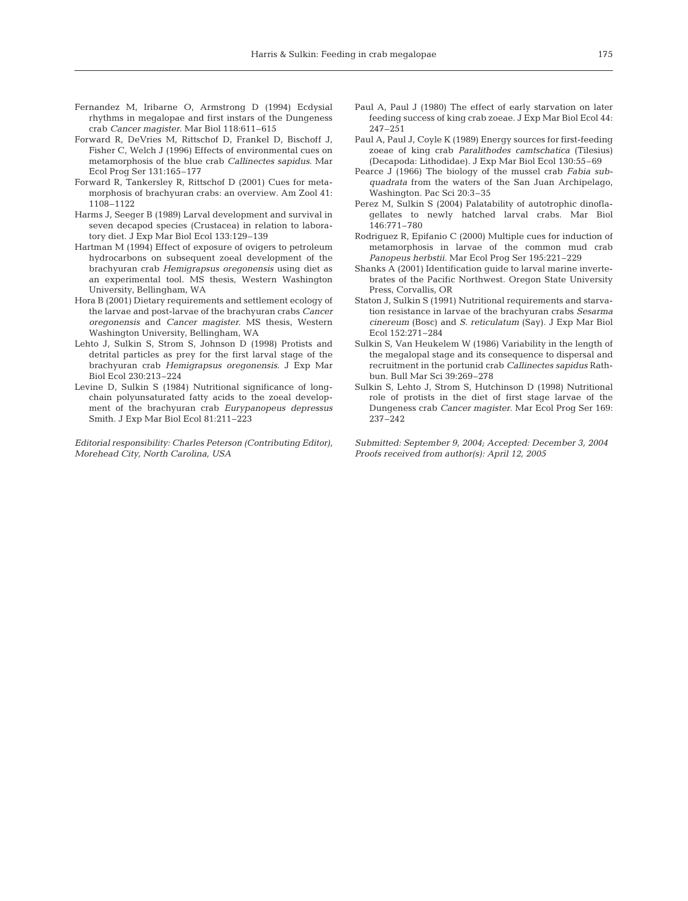Fernandez M, Iribarne O, Armstrong D (1994) Ecdysial rhythms in megalopae and first instars of the Dungeness crab *Cancer magister*. Mar Biol 118:611–615

Forward R, DeVries M, Rittschof D, Frankel D, Bischoff J, Fisher C, Welch J (1996) Effects of environmental cues on metamorphosis of the blue crab *Callinectes sapidus*. Mar Ecol Prog Ser 131:165–177

Forward R, Tankersley R, Rittschof D (2001) Cues for metamorphosis of brachyuran crabs: an overview. Am Zool 41: 1108–1122

Harms J, Seeger B (1989) Larval development and survival in seven decapod species (Crustacea) in relation to laboratory diet. J Exp Mar Biol Ecol 133:129–139

Hartman M (1994) Effect of exposure of ovigers to petroleum hydrocarbons on subsequent zoeal development of the brachyuran crab *Hemigrapsus oregonensis* using diet as an experimental tool. MS thesis, Western Washington University, Bellingham, WA

Hora B (2001) Dietary requirements and settlement ecology of the larvae and post-larvae of the brachyuran crabs *Cancer oregonensis* and *Cancer magister*. MS thesis, Western Washington University, Bellingham, WA

Lehto J, Sulkin S, Strom S, Johnson D (1998) Protists and detrital particles as prey for the first larval stage of the brachyuran crab *Hemigrapsus oregonensis*. J Exp Mar Biol Ecol 230:213–224

Levine D, Sulkin S (1984) Nutritional significance of long-chain polyunsaturated fatty acids to the zoeal development of the brachyuran crab *Eurypanopeus depressus* Smith. J Exp Mar Biol Ecol 81:211–223

Paul A, Paul J (1980) The effect of early starvation on later feeding success of king crab zoeae. J Exp Mar Biol Ecol 44: 247–251

Paul A, Paul J, Coyle K (1989) Energy sources for first-feeding zoeae of king crab *Paralithodes camtschatica* (Tilesius) (Decapoda: Lithodidae). J Exp Mar Biol Ecol 130:55–69

Pearce J (1966) The biology of the mussel crab *Fabia subquadrata* from the waters of the San Juan Archipelago, Washington. Pac Sci 20:3–35

Perez M, Sulkin S (2004) Palatability of autotrophic dinoflagellates to newly hatched larval crabs. Mar Biol 146:771–780

Rodriguez R, Epifanio C (2000) Multiple cues for induction of metamorphosis in larvae of the common mud crab *Panopeus herbstii*. Mar Ecol Prog Ser 195:221–229

Shanks A (2001) Identification guide to larval marine invertebrates of the Pacific Northwest. Oregon State University Press, Corvallis, OR

Staton J, Sulkin S (1991) Nutritional requirements and starvation resistance in larvae of the brachyuran crabs *Sesarma cinereum* (Bosc) and *S. reticulatum* (Say). J Exp Mar Biol Ecol 152:271–284

Sulkin S, Van Heukelem W (1986) Variability in the length of the megalopal stage and its consequence to dispersal and recruitment in the portunid crab *Callinectes sapidus* Rathbun. Bull Mar Sci 39:269–278

Sulkin S, Lehto J, Strom S, Hutchinson D (1998) Nutritional role of protists in the diet of first stage larvae of the Dungeness crab *Cancer magister*. Mar Ecol Prog Ser 169: 237–242

*Editorial responsibility: Charles Peterson (Contributing Editor), Morehead City, North Carolina, USA*

*Submitted: September 9, 2004; Accepted: December 3, 2004*
*Proofs received from author(s): April 12, 2005*